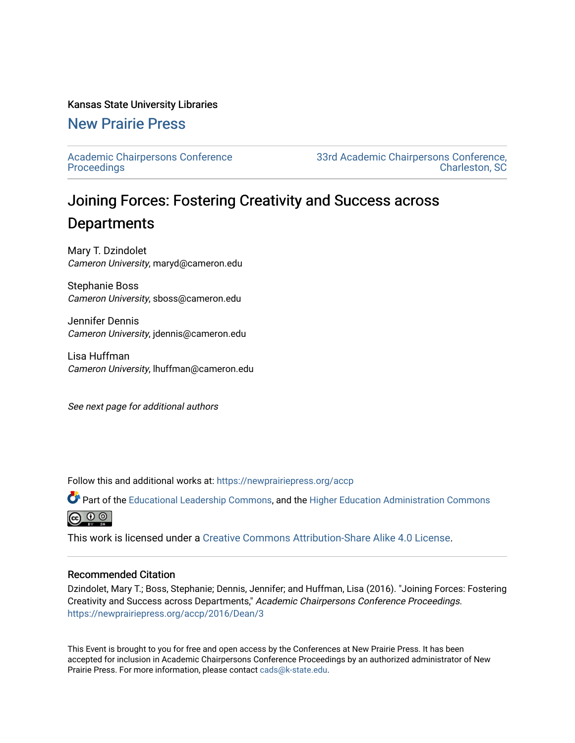Kansas State University Libraries

## New Prairie Press

Academic Chairpersons Conference Proceedings

33rd Academic Chairpersons Conference, Charleston, SC

# Joining Forces: Fostering Creativity and Success across Departments

Mary T. Dzindolet
*Cameron University*, maryd@cameron.edu

Stephanie Boss
*Cameron University*, sboss@cameron.edu

Jennifer Dennis
*Cameron University*, jdennis@cameron.edu

Lisa Huffman
*Cameron University*, lhuffman@cameron.edu

*See next page for additional authors*

Follow this and additional works at: https://newprairiepress.org/accp

Part of the Educational Leadership Commons, and the Higher Education Administration Commons

This work is licensed under a Creative Commons Attribution-Share Alike 4.0 License.

### Recommended Citation

Dzindolet, Mary T.; Boss, Stephanie; Dennis, Jennifer; and Huffman, Lisa (2016). "Joining Forces: Fostering Creativity and Success across Departments," *Academic Chairpersons Conference Proceedings*. https://newprairiepress.org/accp/2016/Dean/3

This Event is brought to you for free and open access by the Conferences at New Prairie Press. It has been accepted for inclusion in Academic Chairpersons Conference Proceedings by an authorized administrator of New Prairie Press. For more information, please contact cads@k-state.edu.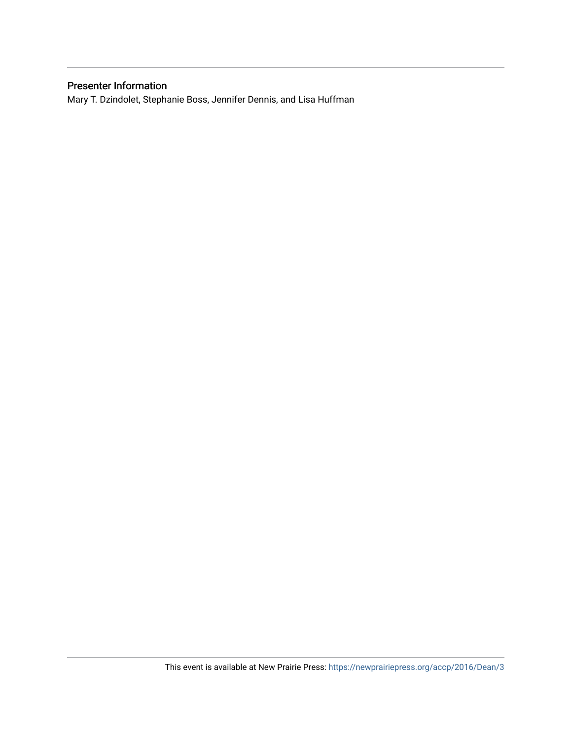## Presenter Information

Mary T. Dzindolet, Stephanie Boss, Jennifer Dennis, and Lisa Huffman

This event is available at New Prairie Press: https://newprairiepress.org/accp/2016/Dean/3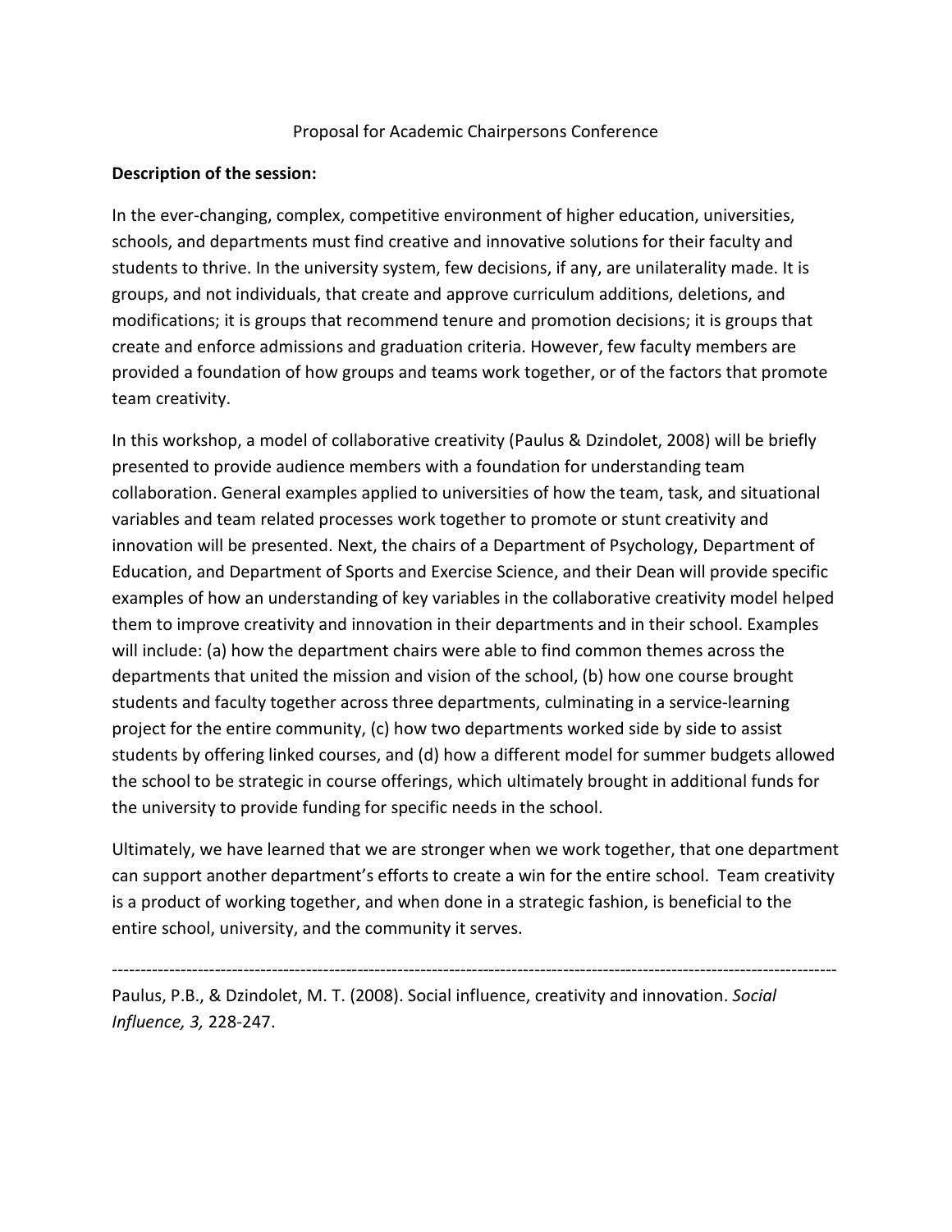Proposal for Academic Chairpersons Conference

**Description of the session:**

In the ever-changing, complex, competitive environment of higher education, universities, schools, and departments must find creative and innovative solutions for their faculty and students to thrive. In the university system, few decisions, if any, are unilaterality made. It is groups, and not individuals, that create and approve curriculum additions, deletions, and modifications; it is groups that recommend tenure and promotion decisions; it is groups that create and enforce admissions and graduation criteria. However, few faculty members are provided a foundation of how groups and teams work together, or of the factors that promote team creativity.

In this workshop, a model of collaborative creativity (Paulus & Dzindolet, 2008) will be briefly presented to provide audience members with a foundation for understanding team collaboration. General examples applied to universities of how the team, task, and situational variables and team related processes work together to promote or stunt creativity and innovation will be presented. Next, the chairs of a Department of Psychology, Department of Education, and Department of Sports and Exercise Science, and their Dean will provide specific examples of how an understanding of key variables in the collaborative creativity model helped them to improve creativity and innovation in their departments and in their school. Examples will include: (a) how the department chairs were able to find common themes across the departments that united the mission and vision of the school, (b) how one course brought students and faculty together across three departments, culminating in a service-learning project for the entire community, (c) how two departments worked side by side to assist students by offering linked courses, and (d) how a different model for summer budgets allowed the school to be strategic in course offerings, which ultimately brought in additional funds for the university to provide funding for specific needs in the school.

Ultimately, we have learned that we are stronger when we work together, that one department can support another department's efforts to create a win for the entire school. Team creativity is a product of working together, and when done in a strategic fashion, is beneficial to the entire school, university, and the community it serves.

---

Paulus, P.B., & Dzindolet, M. T. (2008). Social influence, creativity and innovation. *Social Influence, 3,* 228-247.